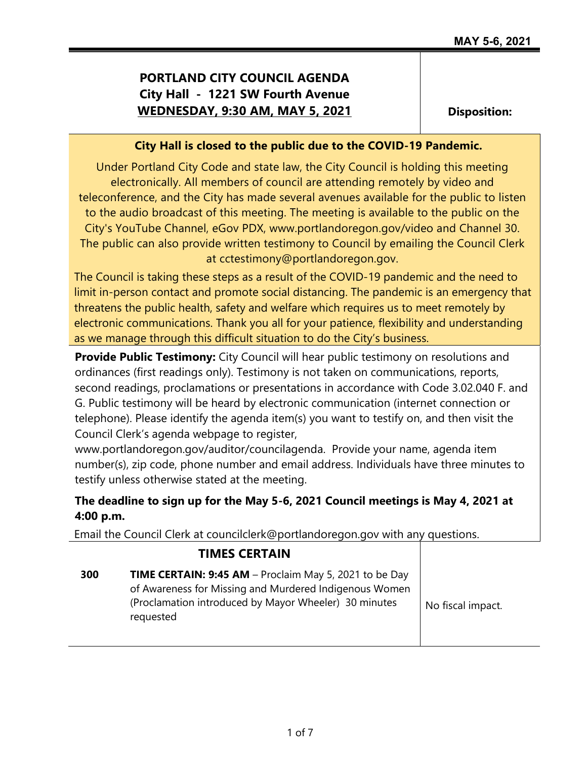**MAY 5-6, 2021**

# PORTLAND CITY COUNCIL AGENDA
## City Hall - 1221 SW Fourth Avenue
## WEDNESDAY, 9:30 AM, MAY 5, 2021

**Disposition:**

**City Hall is closed to the public due to the COVID-19 Pandemic.**

Under Portland City Code and state law, the City Council is holding this meeting electronically. All members of council are attending remotely by video and teleconference, and the City has made several avenues available for the public to listen to the audio broadcast of this meeting. The meeting is available to the public on the City's YouTube Channel, eGov PDX, www.portlandoregon.gov/video and Channel 30. The public can also provide written testimony to Council by emailing the Council Clerk at cctestimony@portlandoregon.gov.

The Council is taking these steps as a result of the COVID-19 pandemic and the need to limit in-person contact and promote social distancing. The pandemic is an emergency that threatens the public health, safety and welfare which requires us to meet remotely by electronic communications. Thank you all for your patience, flexibility and understanding as we manage through this difficult situation to do the City's business.

**Provide Public Testimony:** City Council will hear public testimony on resolutions and ordinances (first readings only). Testimony is not taken on communications, reports, second readings, proclamations or presentations in accordance with Code 3.02.040 F. and G. Public testimony will be heard by electronic communication (internet connection or telephone). Please identify the agenda item(s) you want to testify on, and then visit the Council Clerk's agenda webpage to register, www.portlandoregon.gov/auditor/councilagenda. Provide your name, agenda item number(s), zip code, phone number and email address. Individuals have three minutes to testify unless otherwise stated at the meeting.

**The deadline to sign up for the May 5-6, 2021 Council meetings is May 4, 2021 at 4:00 p.m.**

Email the Council Clerk at councilclerk@portlandoregon.gov with any questions.

## TIMES CERTAIN

| | | |
|---|---|---|
| **300** | **TIME CERTAIN: 9:45 AM** – Proclaim May 5, 2021 to be Day of Awareness for Missing and Murdered Indigenous Women (Proclamation introduced by Mayor Wheeler) 30 minutes requested | No fiscal impact. |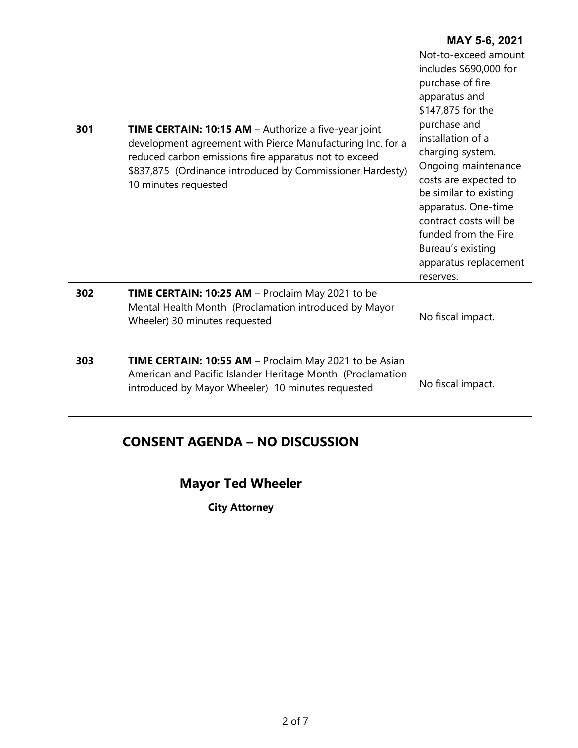| | | |
|---|---|---|
| **301** | **TIME CERTAIN: 10:15 AM** – Authorize a five-year joint development agreement with Pierce Manufacturing Inc. for a reduced carbon emissions fire apparatus not to exceed $837,875 (Ordinance introduced by Commissioner Hardesty) 10 minutes requested | Not-to-exceed amount includes $690,000 for purchase of fire apparatus and $147,875 for the purchase and installation of a charging system. Ongoing maintenance costs are expected to be similar to existing apparatus. One-time contract costs will be funded from the Fire Bureau's existing apparatus replacement reserves. |
| **302** | **TIME CERTAIN: 10:25 AM** – Proclaim May 2021 to be Mental Health Month (Proclamation introduced by Mayor Wheeler) 30 minutes requested | No fiscal impact. |
| **303** | **TIME CERTAIN: 10:55 AM** – Proclaim May 2021 to be Asian American and Pacific Islander Heritage Month (Proclamation introduced by Mayor Wheeler) 10 minutes requested | No fiscal impact. |

## CONSENT AGENDA – NO DISCUSSION

### Mayor Ted Wheeler

**City Attorney**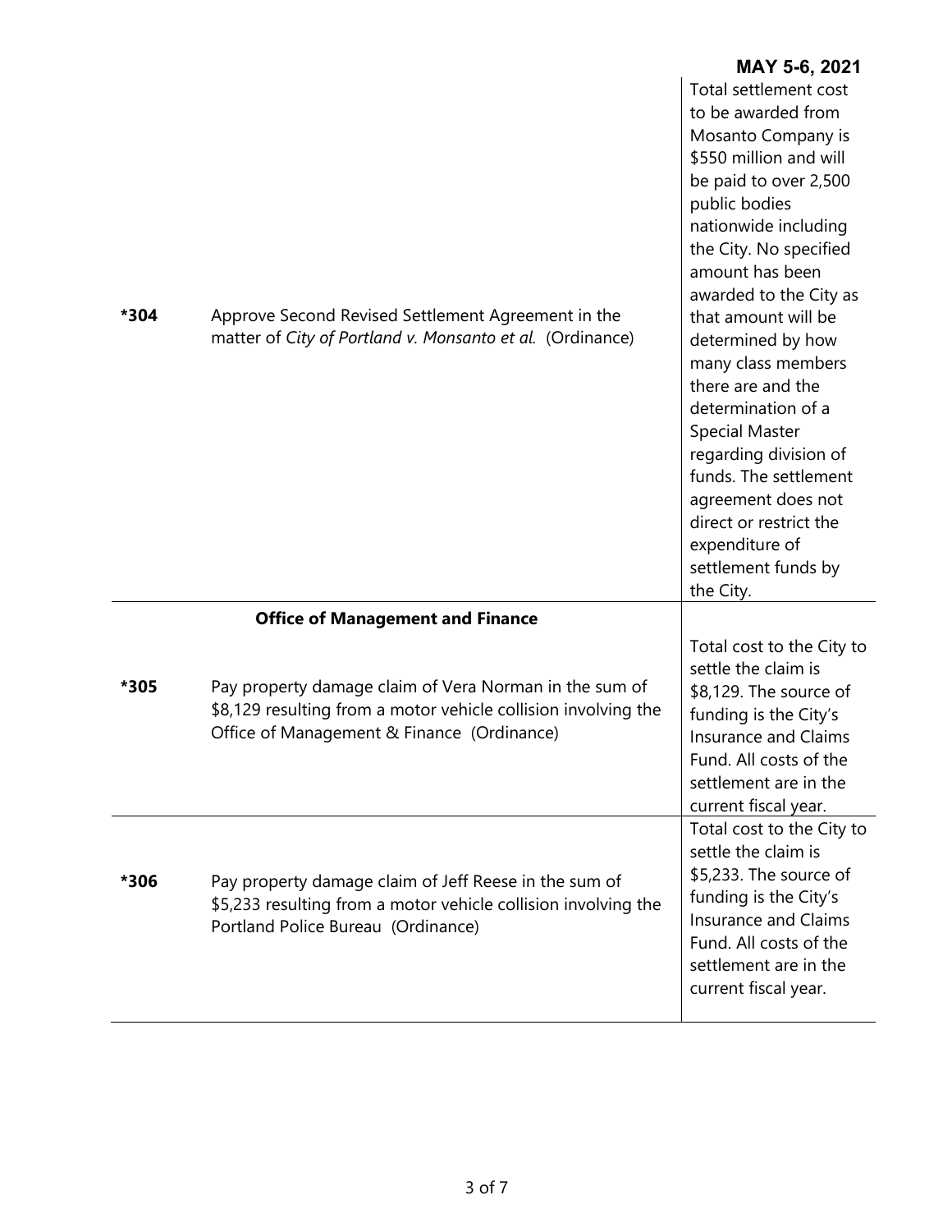**MAY 5-6, 2021**

| | | |
|---|---|---|
| **\*304** | Approve Second Revised Settlement Agreement in the matter of *City of Portland v. Monsanto et al.* (Ordinance) | Total settlement cost to be awarded from Mosanto Company is \$550 million and will be paid to over 2,500 public bodies nationwide including the City. No specified amount has been awarded to the City as that amount will be determined by how many class members there are and the determination of a Special Master regarding division of funds. The settlement agreement does not direct or restrict the expenditure of settlement funds by the City. |
| | **Office of Management and Finance** | |
| **\*305** | Pay property damage claim of Vera Norman in the sum of \$8,129 resulting from a motor vehicle collision involving the Office of Management & Finance (Ordinance) | Total cost to the City to settle the claim is \$8,129. The source of funding is the City's Insurance and Claims Fund. All costs of the settlement are in the current fiscal year. |
| **\*306** | Pay property damage claim of Jeff Reese in the sum of \$5,233 resulting from a motor vehicle collision involving the Portland Police Bureau (Ordinance) | Total cost to the City to settle the claim is \$5,233. The source of funding is the City's Insurance and Claims Fund. All costs of the settlement are in the current fiscal year. |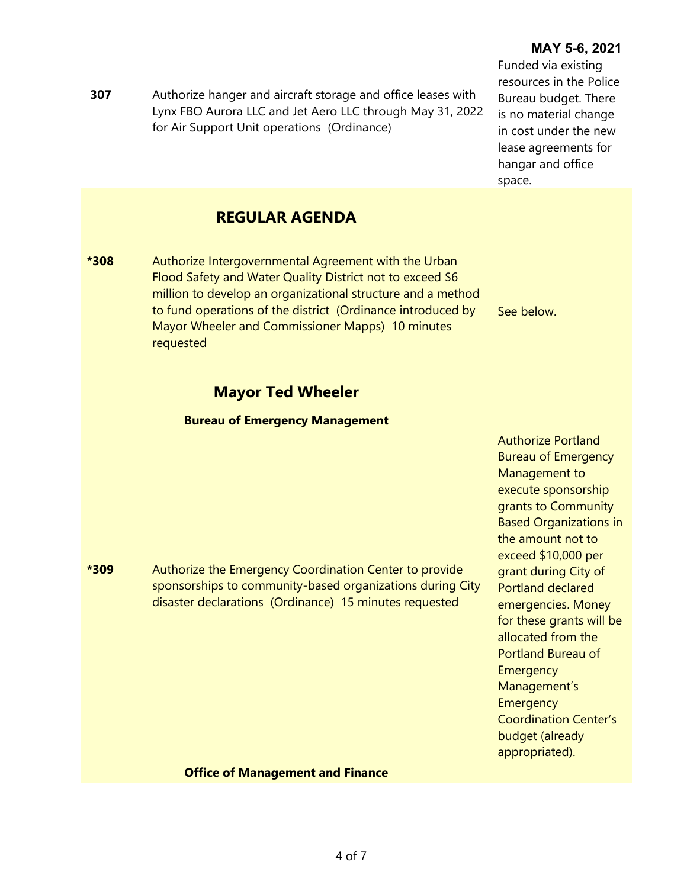MAY 5-6, 2021

| | | |
|---|---|---|
| 307 | Authorize hanger and aircraft storage and office leases with Lynx FBO Aurora LLC and Jet Aero LLC through May 31, 2022 for Air Support Unit operations (Ordinance) | Funded via existing resources in the Police Bureau budget. There is no material change in cost under the new lease agreements for hangar and office space. |
| | **REGULAR AGENDA** | |
| *308 | Authorize Intergovernmental Agreement with the Urban Flood Safety and Water Quality District not to exceed $6 million to develop an organizational structure and a method to fund operations of the district (Ordinance introduced by Mayor Wheeler and Commissioner Mapps) 10 minutes requested | See below. |
| | **Mayor Ted Wheeler** | |
| | **Bureau of Emergency Management** | |
| *309 | Authorize the Emergency Coordination Center to provide sponsorships to community-based organizations during City disaster declarations (Ordinance) 15 minutes requested | Authorize Portland Bureau of Emergency Management to execute sponsorship grants to Community Based Organizations in the amount not to exceed $10,000 per grant during City of Portland declared emergencies. Money for these grants will be allocated from the Portland Bureau of Emergency Management's Emergency Coordination Center's budget (already appropriated). |
| | **Office of Management and Finance** | |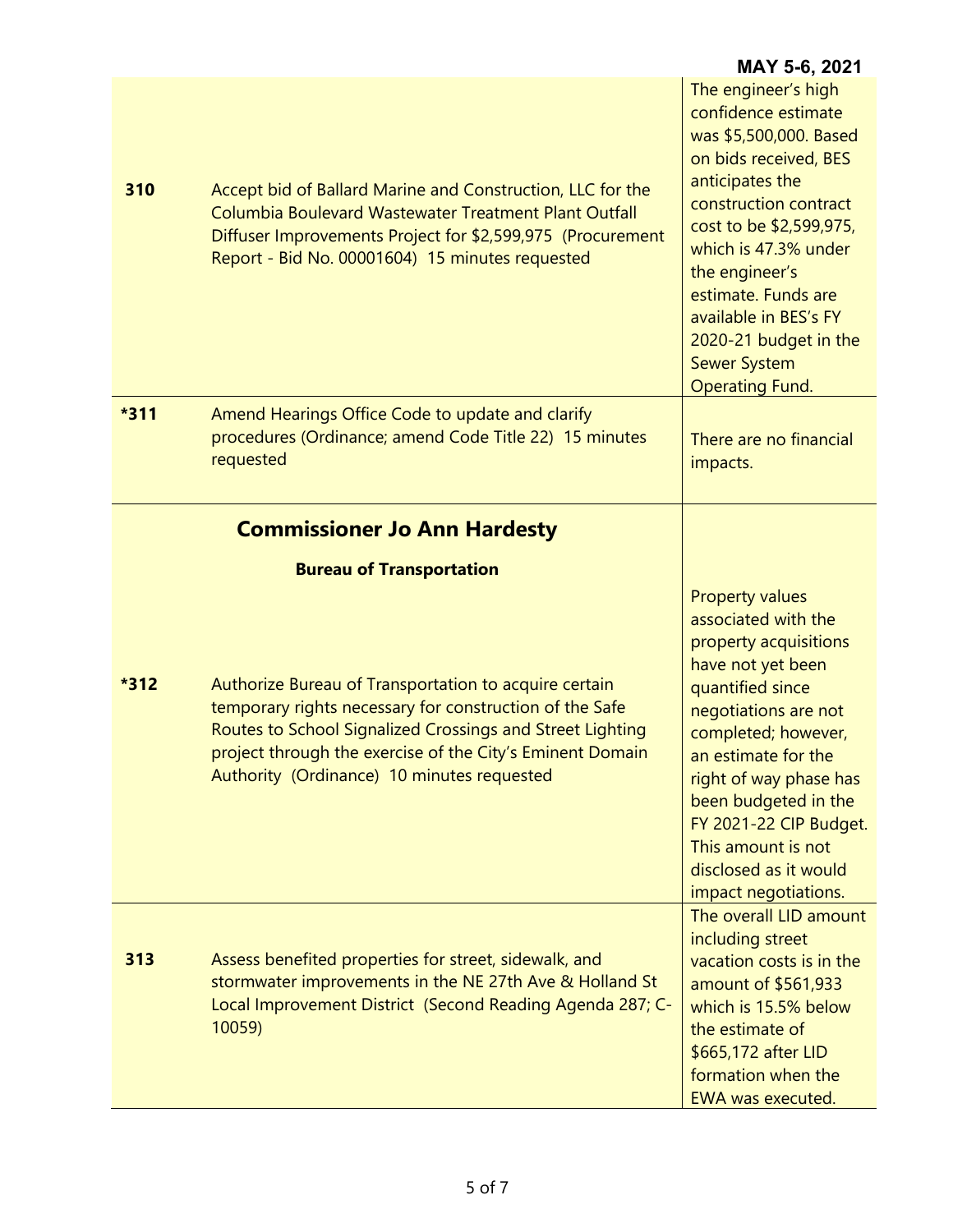**MAY 5-6, 2021**

| | | |
|---|---|---|
| **310** | Accept bid of Ballard Marine and Construction, LLC for the Columbia Boulevard Wastewater Treatment Plant Outfall Diffuser Improvements Project for $2,599,975 (Procurement Report - Bid No. 00001604) 15 minutes requested | The engineer's high confidence estimate was $5,500,000. Based on bids received, BES anticipates the construction contract cost to be $2,599,975, which is 47.3% under the engineer's estimate. Funds are available in BES's FY 2020-21 budget in the Sewer System Operating Fund. |
| ***311** | Amend Hearings Office Code to update and clarify procedures (Ordinance; amend Code Title 22) 15 minutes requested | There are no financial impacts. |
| | **Commissioner Jo Ann Hardesty** | |
| | **Bureau of Transportation** | |
| ***312** | Authorize Bureau of Transportation to acquire certain temporary rights necessary for construction of the Safe Routes to School Signalized Crossings and Street Lighting project through the exercise of the City's Eminent Domain Authority (Ordinance) 10 minutes requested | Property values associated with the property acquisitions have not yet been quantified since negotiations are not completed; however, an estimate for the right of way phase has been budgeted in the FY 2021-22 CIP Budget. This amount is not disclosed as it would impact negotiations. |
| **313** | Assess benefited properties for street, sidewalk, and stormwater improvements in the NE 27th Ave & Holland St Local Improvement District (Second Reading Agenda 287; C-10059) | The overall LID amount including street vacation costs is in the amount of $561,933 which is 15.5% below the estimate of $665,172 after LID formation when the EWA was executed. |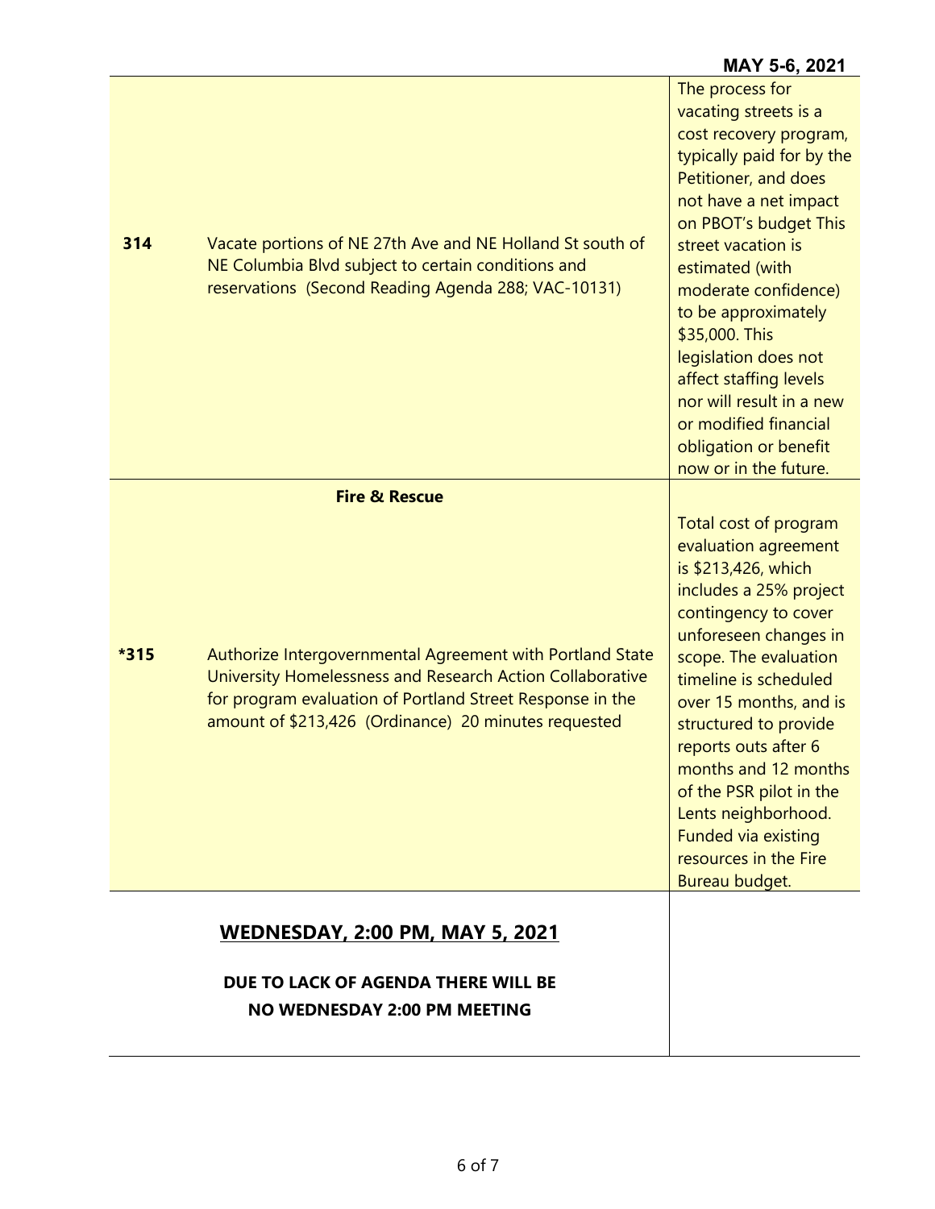| | | |
|---|---|---|
| 314 | Vacate portions of NE 27th Ave and NE Holland St south of NE Columbia Blvd subject to certain conditions and reservations (Second Reading Agenda 288; VAC-10131) | The process for vacating streets is a cost recovery program, typically paid for by the Petitioner, and does not have a net impact on PBOT's budget This street vacation is estimated (with moderate confidence) to be approximately $35,000. This legislation does not affect staffing levels nor will result in a new or modified financial obligation or benefit now or in the future. |
| | **Fire & Rescue** | |
| *315 | Authorize Intergovernmental Agreement with Portland State University Homelessness and Research Action Collaborative for program evaluation of Portland Street Response in the amount of $213,426 (Ordinance) 20 minutes requested | Total cost of program evaluation agreement is $213,426, which includes a 25% project contingency to cover unforeseen changes in scope. The evaluation timeline is scheduled over 15 months, and is structured to provide reports outs after 6 months and 12 months of the PSR pilot in the Lents neighborhood. Funded via existing resources in the Fire Bureau budget. |

## WEDNESDAY, 2:00 PM, MAY 5, 2021

**DUE TO LACK OF AGENDA THERE WILL BE NO WEDNESDAY 2:00 PM MEETING**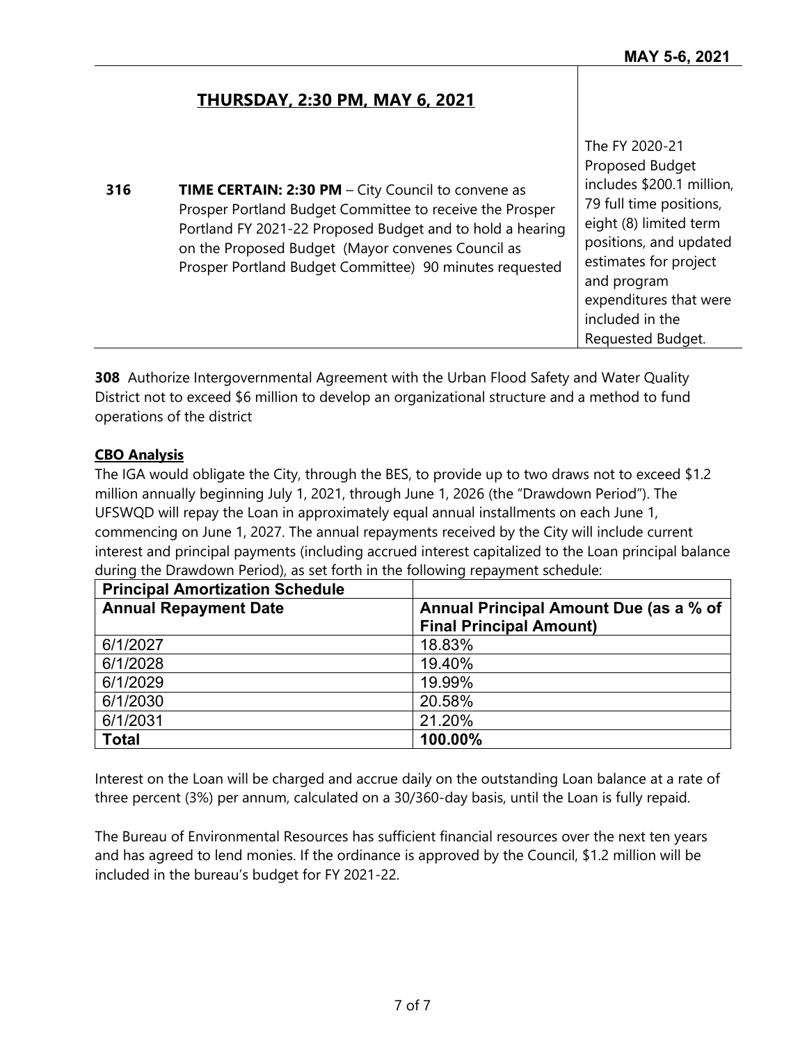## THURSDAY, 2:30 PM, MAY 6, 2021

| | | |
|---|---|---|
| **316** | **TIME CERTAIN: 2:30 PM** – City Council to convene as Prosper Portland Budget Committee to receive the Prosper Portland FY 2021-22 Proposed Budget and to hold a hearing on the Proposed Budget (Mayor convenes Council as Prosper Portland Budget Committee) 90 minutes requested | The FY 2020-21 Proposed Budget includes $200.1 million, 79 full time positions, eight (8) limited term positions, and updated estimates for project and program expenditures that were included in the Requested Budget. |

**308** Authorize Intergovernmental Agreement with the Urban Flood Safety and Water Quality District not to exceed $6 million to develop an organizational structure and a method to fund operations of the district

**CBO Analysis**

The IGA would obligate the City, through the BES, to provide up to two draws not to exceed $1.2 million annually beginning July 1, 2021, through June 1, 2026 (the "Drawdown Period"). The UFSWQD will repay the Loan in approximately equal annual installments on each June 1, commencing on June 1, 2027. The annual repayments received by the City will include current interest and principal payments (including accrued interest capitalized to the Loan principal balance during the Drawdown Period), as set forth in the following repayment schedule:

| **Principal Amortization Schedule** | |
|---|---|
| **Annual Repayment Date** | **Annual Principal Amount Due (as a % of Final Principal Amount)** |
| 6/1/2027 | 18.83% |
| 6/1/2028 | 19.40% |
| 6/1/2029 | 19.99% |
| 6/1/2030 | 20.58% |
| 6/1/2031 | 21.20% |
| **Total** | **100.00%** |

Interest on the Loan will be charged and accrue daily on the outstanding Loan balance at a rate of three percent (3%) per annum, calculated on a 30/360-day basis, until the Loan is fully repaid.

The Bureau of Environmental Resources has sufficient financial resources over the next ten years and has agreed to lend monies. If the ordinance is approved by the Council, $1.2 million will be included in the bureau's budget for FY 2021-22.